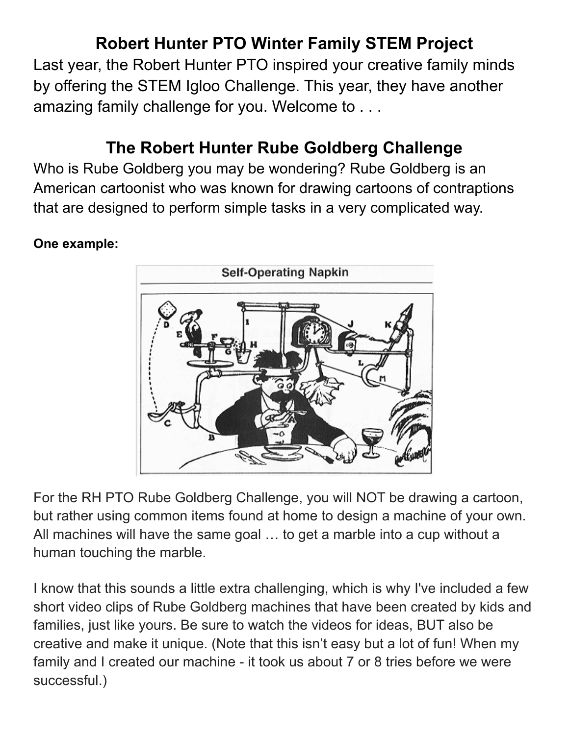# Robert Hunter PTO Winter Family STEM Project

Last year, the Robert Hunter PTO inspired your creative family minds by offering the STEM Igloo Challenge. This year, they have another amazing family challenge for you. Welcome to . . .

## The Robert Hunter Rube Goldberg Challenge

Who is Rube Goldberg you may be wondering? Rube Goldberg is an American cartoonist who was known for drawing cartoons of contraptions that are designed to perform simple tasks in a very complicated way.

**One example:**

For the RH PTO Rube Goldberg Challenge, you will NOT be drawing a cartoon, but rather using common items found at home to design a machine of your own. All machines will have the same goal … to get a marble into a cup without a human touching the marble.

I know that this sounds a little extra challenging, which is why I've included a few short video clips of Rube Goldberg machines that have been created by kids and families, just like yours. Be sure to watch the videos for ideas, BUT also be creative and make it unique. (Note that this isn't easy but a lot of fun! When my family and I created our machine - it took us about 7 or 8 tries before we were successful.)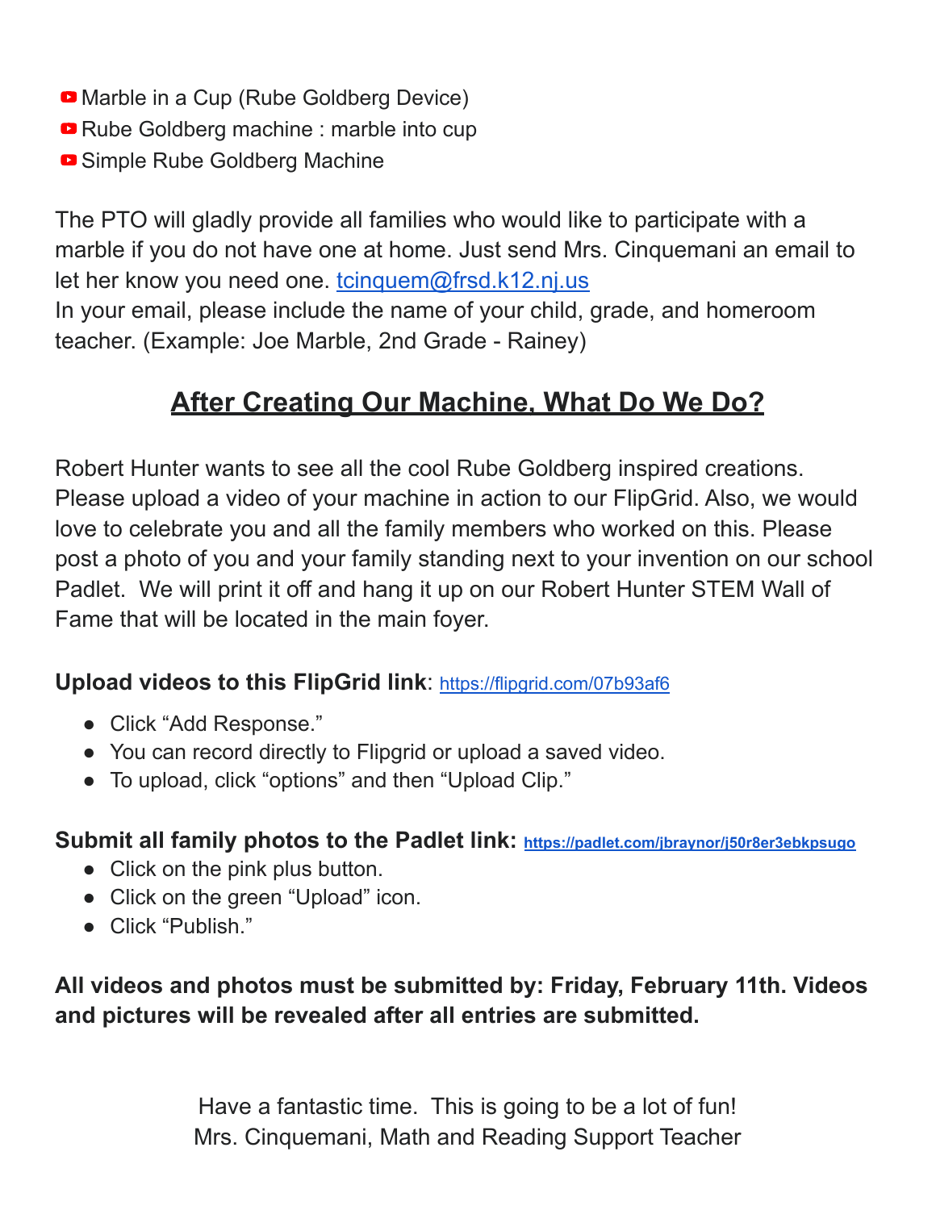- Marble in a Cup (Rube Goldberg Device)
- Rube Goldberg machine : marble into cup
- Simple Rube Goldberg Machine

The PTO will gladly provide all families who would like to participate with a marble if you do not have one at home. Just send Mrs. Cinquemani an email to let her know you need one. tcinquem@frsd.k12.nj.us
In your email, please include the name of your child, grade, and homeroom teacher. (Example: Joe Marble, 2nd Grade - Rainey)

## After Creating Our Machine, What Do We Do?

Robert Hunter wants to see all the cool Rube Goldberg inspired creations. Please upload a video of your machine in action to our FlipGrid. Also, we would love to celebrate you and all the family members who worked on this. Please post a photo of you and your family standing next to your invention on our school Padlet. We will print it off and hang it up on our Robert Hunter STEM Wall of Fame that will be located in the main foyer.

**Upload videos to this FlipGrid link**: https://flipgrid.com/07b93af6

- Click "Add Response."
- You can record directly to Flipgrid or upload a saved video.
- To upload, click "options" and then "Upload Clip."

**Submit all family photos to the Padlet link: https://padlet.com/jbraynor/j50r8er3ebkpsugo**

- Click on the pink plus button.
- Click on the green "Upload" icon.
- Click "Publish."

**All videos and photos must be submitted by: Friday, February 11th. Videos and pictures will be revealed after all entries are submitted.**

Have a fantastic time. This is going to be a lot of fun!
Mrs. Cinquemani, Math and Reading Support Teacher